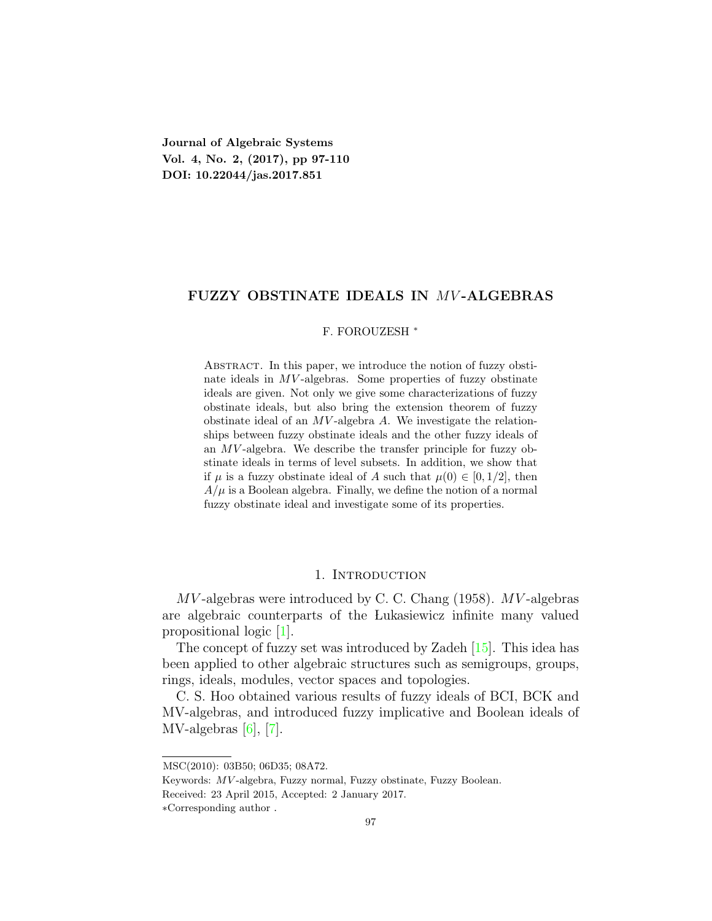**Journal of Algebraic Systems**
**Vol. 4, No. 2, (2017), pp 97-110**
**DOI: 10.22044/jas.2017.851**

# FUZZY OBSTINATE IDEALS IN $MV$-ALGEBRAS

F. FOROUZESH *

Abstract. In this paper, we introduce the notion of fuzzy obstinate ideals in $MV$-algebras. Some properties of fuzzy obstinate ideals are given. Not only we give some characterizations of fuzzy obstinate ideals, but also bring the extension theorem of fuzzy obstinate ideal of an $MV$-algebra $A$. We investigate the relationships between fuzzy obstinate ideals and the other fuzzy ideals of an $MV$-algebra. We describe the transfer principle for fuzzy obstinate ideals in terms of level subsets. In addition, we show that if $\mu$ is a fuzzy obstinate ideal of $A$ such that $\mu(0) \in [0, 1/2]$, then $A/\mu$ is a Boolean algebra. Finally, we define the notion of a normal fuzzy obstinate ideal and investigate some of its properties.

## 1. Introduction

$MV$-algebras were introduced by C. C. Chang (1958). $MV$-algebras are algebraic counterparts of the Łukasiewicz infinite many valued propositional logic [1].

The concept of fuzzy set was introduced by Zadeh [15]. This idea has been applied to other algebraic structures such as semigroups, groups, rings, ideals, modules, vector spaces and topologies.

C. S. Hoo obtained various results of fuzzy ideals of BCI, BCK and MV-algebras, and introduced fuzzy implicative and Boolean ideals of MV-algebras [6], [7].

MSC(2010): 03B50; 06D35; 08A72.

Keywords: $MV$-algebra, Fuzzy normal, Fuzzy obstinate, Fuzzy Boolean.

Received: 23 April 2015, Accepted: 2 January 2017.

∗Corresponding author .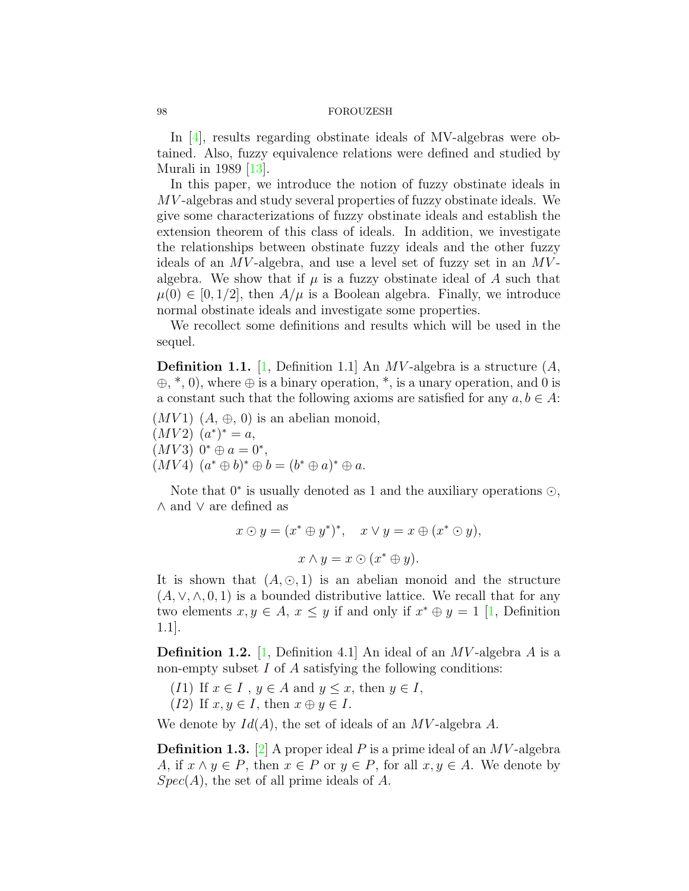In [4], results regarding obstinate ideals of MV-algebras were obtained. Also, fuzzy equivalence relations were defined and studied by Murali in 1989 [13].

In this paper, we introduce the notion of fuzzy obstinate ideals in $MV$-algebras and study several properties of fuzzy obstinate ideals. We give some characterizations of fuzzy obstinate ideals and establish the extension theorem of this class of ideals. In addition, we investigate the relationships between obstinate fuzzy ideals and the other fuzzy ideals of an $MV$-algebra, and use a level set of fuzzy set in an $MV$-algebra. We show that if $\mu$ is a fuzzy obstinate ideal of $A$ such that $\mu(0) \in [0, 1/2]$, then $A/\mu$ is a Boolean algebra. Finally, we introduce normal obstinate ideals and investigate some properties.

We recollect some definitions and results which will be used in the sequel.

**Definition 1.1.** [1, Definition 1.1] An $MV$-algebra is a structure $(A, \oplus, {}^*, 0)$, where $\oplus$ is a binary operation, $^*$, is a unary operation, and 0 is a constant such that the following axioms are satisfied for any $a, b \in A$:

$(MV1)$ $(A, \oplus, 0)$ is an abelian monoid,
$(MV2)$ $(a^*)^* = a$,
$(MV3)$ $0^* \oplus a = 0^*$,
$(MV4)$ $(a^* \oplus b)^* \oplus b = (b^* \oplus a)^* \oplus a$.

Note that $0^*$ is usually denoted as 1 and the auxiliary operations $\odot$, $\wedge$ and $\vee$ are defined as

$$x \odot y = (x^* \oplus y^*)^*, \quad x \vee y = x \oplus (x^* \odot y),$$

$$x \wedge y = x \odot (x^* \oplus y).$$

It is shown that $(A, \odot, 1)$ is an abelian monoid and the structure $(A, \vee, \wedge, 0, 1)$ is a bounded distributive lattice. We recall that for any two elements $x, y \in A$, $x \leq y$ if and only if $x^* \oplus y = 1$ [1, Definition 1.1].

**Definition 1.2.** [1, Definition 4.1] An ideal of an $MV$-algebra $A$ is a non-empty subset $I$ of $A$ satisfying the following conditions:

$(I1)$ If $x \in I$ , $y \in A$ and $y \leq x$, then $y \in I$,
$(I2)$ If $x, y \in I$, then $x \oplus y \in I$.

We denote by $Id(A)$, the set of ideals of an $MV$-algebra $A$.

**Definition 1.3.** [2] A proper ideal $P$ is a prime ideal of an $MV$-algebra $A$, if $x \wedge y \in P$, then $x \in P$ or $y \in P$, for all $x, y \in A$. We denote by $Spec(A)$, the set of all prime ideals of $A$.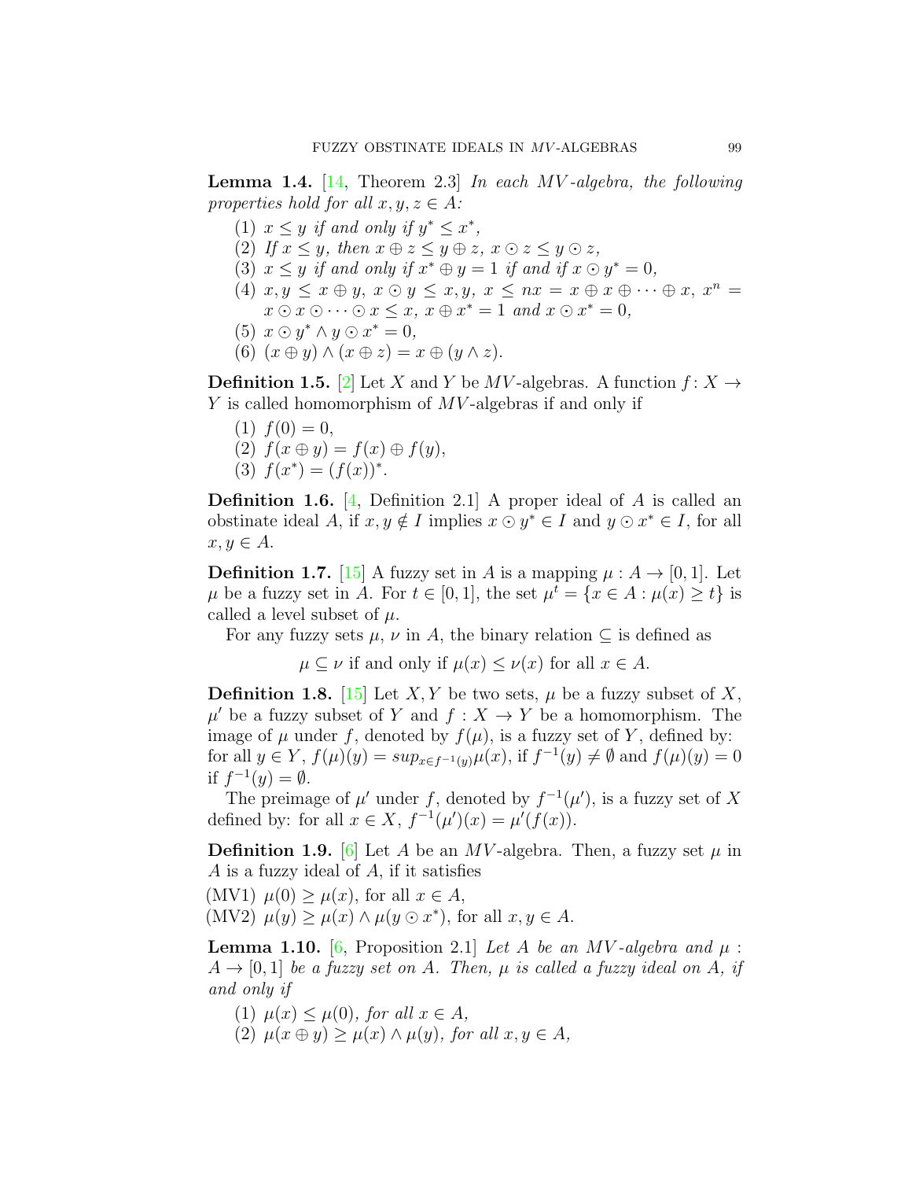**Lemma 1.4.** [14, Theorem 2.3] *In each $MV$-algebra, the following properties hold for all $x, y, z \in A$:*

1. $x \leq y$ *if and only if* $y^* \leq x^*$,
2. *If* $x \leq y$, *then* $x \oplus z \leq y \oplus z$, $x \odot z \leq y \odot z$,
3. $x \leq y$ *if and only if* $x^* \oplus y = 1$ *if and if* $x \odot y^* = 0$,
4. $x, y \leq x \oplus y$, $x \odot y \leq x, y$, $x \leq nx = x \oplus x \oplus \cdots \oplus x$, $x^n = x \odot x \odot \cdots \odot x \leq x$, $x \oplus x^* = 1$ *and* $x \odot x^* = 0$,
5. $x \odot y^* \wedge y \odot x^* = 0$,
6. $(x \oplus y) \wedge (x \oplus z) = x \oplus (y \wedge z)$.

**Definition 1.5.** [2] Let $X$ and $Y$ be $MV$-algebras. A function $f : X \to Y$ is called homomorphism of $MV$-algebras if and only if

1. $f(0) = 0$,
2. $f(x \oplus y) = f(x) \oplus f(y)$,
3. $f(x^*) = (f(x))^*$.

**Definition 1.6.** [4, Definition 2.1] A proper ideal of $A$ is called an obstinate ideal $A$, if $x, y \notin I$ implies $x \odot y^* \in I$ and $y \odot x^* \in I$, for all $x, y \in A$.

**Definition 1.7.** [15] A fuzzy set in $A$ is a mapping $\mu : A \to [0, 1]$. Let $\mu$ be a fuzzy set in $A$. For $t \in [0, 1]$, the set $\mu^t = \{x \in A : \mu(x) \geq t\}$ is called a level subset of $\mu$.

For any fuzzy sets $\mu$, $\nu$ in $A$, the binary relation $\subseteq$ is defined as

$$\mu \subseteq \nu \text{ if and only if } \mu(x) \leq \nu(x) \text{ for all } x \in A.$$

**Definition 1.8.** [15] Let $X, Y$ be two sets, $\mu$ be a fuzzy subset of $X$, $\mu'$ be a fuzzy subset of $Y$ and $f : X \to Y$ be a homomorphism. The image of $\mu$ under $f$, denoted by $f(\mu)$, is a fuzzy set of $Y$, defined by: for all $y \in Y$, $f(\mu)(y) = sup_{x \in f^{-1}(y)} \mu(x)$, if $f^{-1}(y) \neq \emptyset$ and $f(\mu)(y) = 0$ if $f^{-1}(y) = \emptyset$.

The preimage of $\mu'$ under $f$, denoted by $f^{-1}(\mu')$, is a fuzzy set of $X$ defined by: for all $x \in X$, $f^{-1}(\mu')(x) = \mu'(f(x))$.

**Definition 1.9.** [6] Let $A$ be an $MV$-algebra. Then, a fuzzy set $\mu$ in $A$ is a fuzzy ideal of $A$, if it satisfies

(MV1) $\mu(0) \geq \mu(x)$, for all $x \in A$,

(MV2) $\mu(y) \geq \mu(x) \wedge \mu(y \odot x^*)$, for all $x, y \in A$.

**Lemma 1.10.** [6, Proposition 2.1] *Let $A$ be an $MV$-algebra and $\mu : A \to [0, 1]$ be a fuzzy set on $A$. Then, $\mu$ is called a fuzzy ideal on $A$, if and only if*

1. $\mu(x) \leq \mu(0)$, *for all* $x \in A$,
2. $\mu(x \oplus y) \geq \mu(x) \wedge \mu(y)$, *for all* $x, y \in A$,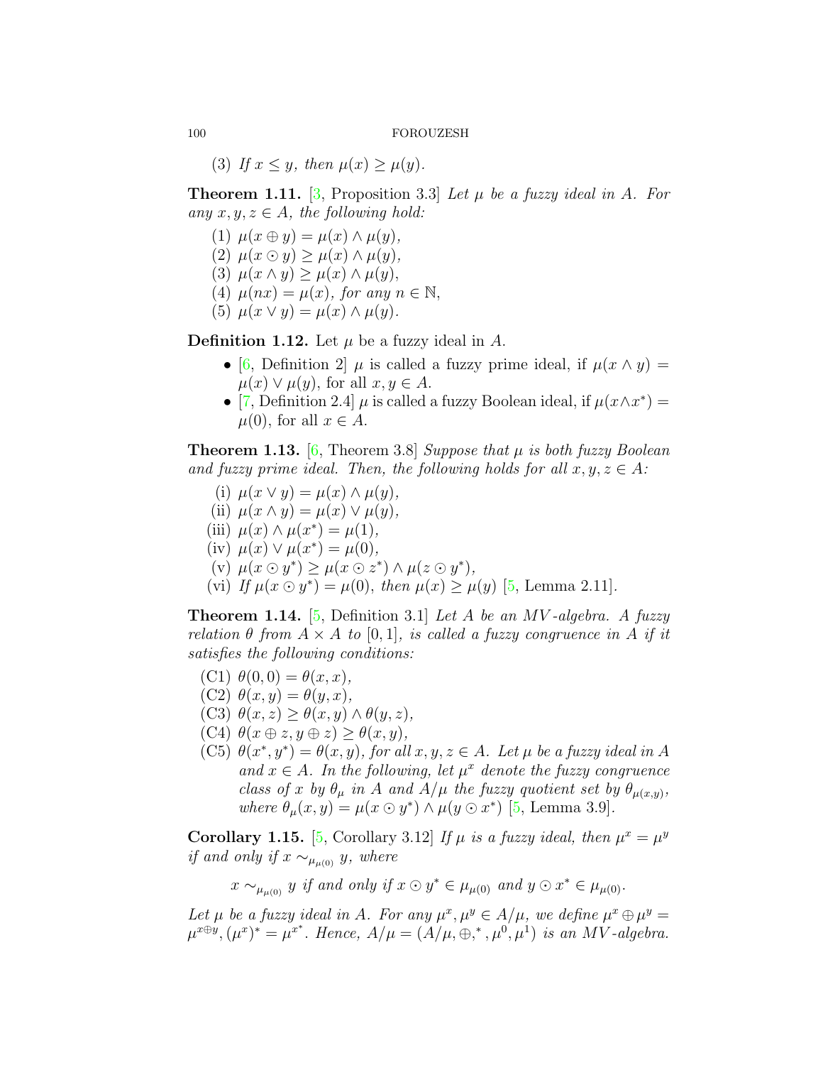(3) *If $x \leq y$, then $\mu(x) \geq \mu(y)$.*

**Theorem 1.11.** [3, Proposition 3.3] *Let $\mu$ be a fuzzy ideal in $A$. For any $x, y, z \in A$, the following hold:*

(1) $\mu(x \oplus y) = \mu(x) \wedge \mu(y)$,
(2) $\mu(x \odot y) \geq \mu(x) \wedge \mu(y)$,
(3) $\mu(x \wedge y) \geq \mu(x) \wedge \mu(y)$,
(4) $\mu(nx) = \mu(x)$, *for any $n \in \mathbb{N}$,*
(5) $\mu(x \vee y) = \mu(x) \wedge \mu(y)$.

**Definition 1.12.** Let $\mu$ be a fuzzy ideal in $A$.

- [6, Definition 2] $\mu$ is called a fuzzy prime ideal, if $\mu(x \wedge y) = \mu(x) \vee \mu(y)$, for all $x, y \in A$.
- [7, Definition 2.4] $\mu$ is called a fuzzy Boolean ideal, if $\mu(x \wedge x^*) = \mu(0)$, for all $x \in A$.

**Theorem 1.13.** [6, Theorem 3.8] *Suppose that $\mu$ is both fuzzy Boolean and fuzzy prime ideal. Then, the following holds for all $x, y, z \in A$:*

(i) $\mu(x \vee y) = \mu(x) \wedge \mu(y)$,
(ii) $\mu(x \wedge y) = \mu(x) \vee \mu(y)$,
(iii) $\mu(x) \wedge \mu(x^*) = \mu(1)$,
(iv) $\mu(x) \vee \mu(x^*) = \mu(0)$,
(v) $\mu(x \odot y^*) \geq \mu(x \odot z^*) \wedge \mu(z \odot y^*)$,
(vi) *If $\mu(x \odot y^*) = \mu(0)$, then $\mu(x) \geq \mu(y)$* [5, Lemma 2.11].

**Theorem 1.14.** [5, Definition 3.1] *Let $A$ be an $MV$-algebra. A fuzzy relation $\theta$ from $A \times A$ to $[0, 1]$, is called a fuzzy congruence in $A$ if it satisfies the following conditions:*

(C1) $\theta(0, 0) = \theta(x, x)$,
(C2) $\theta(x, y) = \theta(y, x)$,
(C3) $\theta(x, z) \geq \theta(x, y) \wedge \theta(y, z)$,
(C4) $\theta(x \oplus z, y \oplus z) \geq \theta(x, y)$,
(C5) $\theta(x^*, y^*) = \theta(x, y)$, *for all $x, y, z \in A$. Let $\mu$ be a fuzzy ideal in $A$ and $x \in A$. In the following, let $\mu^x$ denote the fuzzy congruence class of $x$ by $\theta_\mu$ in $A$ and $A/\mu$ the fuzzy quotient set by $\theta_{\mu(x,y)}$, where $\theta_\mu(x, y) = \mu(x \odot y^*) \wedge \mu(y \odot x^*)$* [5, Lemma 3.9].

**Corollary 1.15.** [5, Corollary 3.12] *If $\mu$ is a fuzzy ideal, then $\mu^x = \mu^y$ if and only if $x \sim_{\mu_{\mu(0)}} y$, where*

$$x \sim_{\mu_{\mu(0)}} y \text{ if and only if } x \odot y^* \in \mu_{\mu(0)} \text{ and } y \odot x^* \in \mu_{\mu(0)}.$$

*Let $\mu$ be a fuzzy ideal in $A$. For any $\mu^x, \mu^y \in A/\mu$, we define $\mu^x \oplus \mu^y = \mu^{x \oplus y}, (\mu^x)^* = \mu^{x^*}$. Hence, $A/\mu = (A/\mu, \oplus, ^*, \mu^0, \mu^1)$ is an $MV$-algebra.*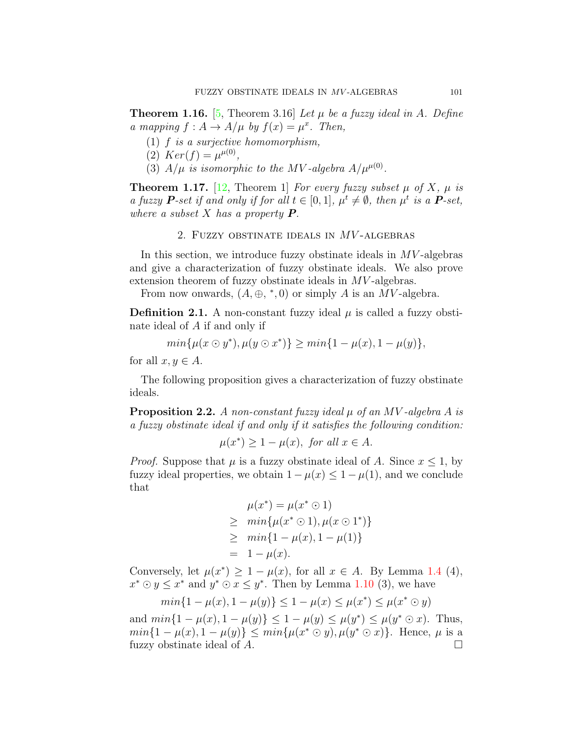**Theorem 1.16.** [5, Theorem 3.16] *Let $\mu$ be a fuzzy ideal in $A$. Define a mapping $f : A \to A/\mu$ by $f(x) = \mu^x$. Then,*

1. *$f$ is a surjective homomorphism,*
2. *$Ker(f) = \mu^{\mu(0)}$,*
3. *$A/\mu$ is isomorphic to the $MV$-algebra $A/\mu^{\mu(0)}$.*

**Theorem 1.17.** [12, Theorem 1] *For every fuzzy subset $\mu$ of $X$, $\mu$ is a fuzzy **P**-set if and only if for all $t \in [0, 1]$, $\mu^t \neq \emptyset$, then $\mu^t$ is a **P**-set, where a subset $X$ has a property **P**.*

## 2. Fuzzy obstinate ideals in $MV$-algebras

In this section, we introduce fuzzy obstinate ideals in $MV$-algebras and give a characterization of fuzzy obstinate ideals. We also prove extension theorem of fuzzy obstinate ideals in $MV$-algebras.

From now onwards, $(A, \oplus, ^*, 0)$ or simply $A$ is an $MV$-algebra.

**Definition 2.1.** A non-constant fuzzy ideal $\mu$ is called a fuzzy obstinate ideal of $A$ if and only if

$$min\{\mu(x \odot y^*), \mu(y \odot x^*)\} \geq min\{1 - \mu(x), 1 - \mu(y)\},$$

for all $x, y \in A$.

The following proposition gives a characterization of fuzzy obstinate ideals.

**Proposition 2.2.** *A non-constant fuzzy ideal $\mu$ of an $MV$-algebra $A$ is a fuzzy obstinate ideal if and only if it satisfies the following condition:*

$$\mu(x^*) \geq 1 - \mu(x), \ \textit{for all}\ x \in A.$$

*Proof.* Suppose that $\mu$ is a fuzzy obstinate ideal of $A$. Since $x \leq 1$, by fuzzy ideal properties, we obtain $1 - \mu(x) \leq 1 - \mu(1)$, and we conclude that

$$\begin{aligned} \mu(x^*) &= \mu(x^* \odot 1) \\ &\geq min\{\mu(x^* \odot 1), \mu(x \odot 1^*)\} \\ &\geq min\{1 - \mu(x), 1 - \mu(1)\} \\ &= 1 - \mu(x). \end{aligned}$$

Conversely, let $\mu(x^*) \geq 1 - \mu(x)$, for all $x \in A$. By Lemma 1.4 (4), $x^* \odot y \leq x^*$ and $y^* \odot x \leq y^*$. Then by Lemma 1.10 (3), we have

$$min\{1 - \mu(x), 1 - \mu(y)\} \leq 1 - \mu(x) \leq \mu(x^*) \leq \mu(x^* \odot y)$$

and $min\{1 - \mu(x), 1 - \mu(y)\} \leq 1 - \mu(y) \leq \mu(y^*) \leq \mu(y^* \odot x)$. Thus, $min\{1 - \mu(x), 1 - \mu(y)\} \leq min\{\mu(x^* \odot y), \mu(y^* \odot x)\}$. Hence, $\mu$ is a fuzzy obstinate ideal of $A$. □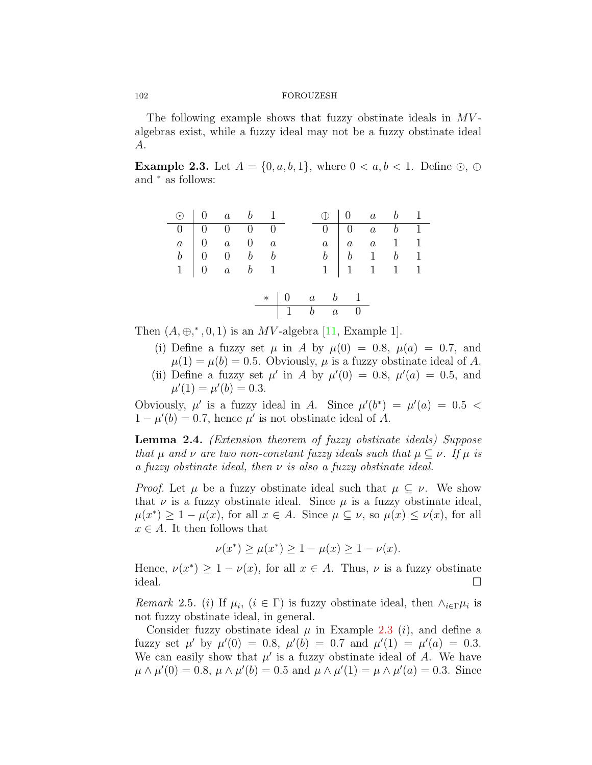The following example shows that fuzzy obstinate ideals in $MV$-algebras exist, while a fuzzy ideal may not be a fuzzy obstinate ideal $A$.

**Example 2.3.** Let $A = \{0, a, b, 1\}$, where $0 < a, b < 1$. Define $\odot$, $\oplus$ and $^*$ as follows:

| $\odot$ | $0$ | $a$ | $b$ | $1$ |
|---|---|---|---|---|
| $0$ | $0$ | $0$ | $0$ | $0$ |
| $a$ | $0$ | $a$ | $0$ | $a$ |
| $b$ | $0$ | $0$ | $b$ | $b$ |
| $1$ | $0$ | $a$ | $b$ | $1$ |

| $\oplus$ | $0$ | $a$ | $b$ | $1$ |
|---|---|---|---|---|
| $0$ | $0$ | $a$ | $b$ | $1$ |
| $a$ | $a$ | $a$ | $1$ | $1$ |
| $b$ | $b$ | $1$ | $b$ | $1$ |
| $1$ | $1$ | $1$ | $1$ | $1$ |

| $*$ | $0$ | $a$ | $b$ | $1$ |
|---|---|---|---|---|
| | $1$ | $b$ | $a$ | $0$ |

Then $(A, \oplus, ^*, 0, 1)$ is an $MV$-algebra [11, Example 1].

(i) Define a fuzzy set $\mu$ in $A$ by $\mu(0) = 0.8$, $\mu(a) = 0.7$, and $\mu(1) = \mu(b) = 0.5$. Obviously, $\mu$ is a fuzzy obstinate ideal of $A$.

(ii) Define a fuzzy set $\mu'$ in $A$ by $\mu'(0) = 0.8$, $\mu'(a) = 0.5$, and $\mu'(1) = \mu'(b) = 0.3$.

Obviously, $\mu'$ is a fuzzy ideal in $A$. Since $\mu'(b^*) = \mu'(a) = 0.5 < 1 - \mu'(b) = 0.7$, hence $\mu'$ is not obstinate ideal of $A$.

**Lemma 2.4.** *(Extension theorem of fuzzy obstinate ideals) Suppose that $\mu$ and $\nu$ are two non-constant fuzzy ideals such that $\mu \subseteq \nu$. If $\mu$ is a fuzzy obstinate ideal, then $\nu$ is also a fuzzy obstinate ideal.*

*Proof.* Let $\mu$ be a fuzzy obstinate ideal such that $\mu \subseteq \nu$. We show that $\nu$ is a fuzzy obstinate ideal. Since $\mu$ is a fuzzy obstinate ideal, $\mu(x^*) \geq 1 - \mu(x)$, for all $x \in A$. Since $\mu \subseteq \nu$, so $\mu(x) \leq \nu(x)$, for all $x \in A$. It then follows that

$$\nu(x^*) \geq \mu(x^*) \geq 1 - \mu(x) \geq 1 - \nu(x).$$

Hence, $\nu(x^*) \geq 1 - \nu(x)$, for all $x \in A$. Thus, $\nu$ is a fuzzy obstinate ideal. $\square$

*Remark* 2.5. $(i)$ If $\mu_i$, $(i \in \Gamma)$ is fuzzy obstinate ideal, then $\wedge_{i\in\Gamma}\mu_i$ is not fuzzy obstinate ideal, in general.

Consider fuzzy obstinate ideal $\mu$ in Example 2.3 $(i)$, and define a fuzzy set $\mu'$ by $\mu'(0) = 0.8$, $\mu'(b) = 0.7$ and $\mu'(1) = \mu'(a) = 0.3$. We can easily show that $\mu'$ is a fuzzy obstinate ideal of $A$. We have $\mu \wedge \mu'(0) = 0.8$, $\mu \wedge \mu'(b) = 0.5$ and $\mu \wedge \mu'(1) = \mu \wedge \mu'(a) = 0.3$. Since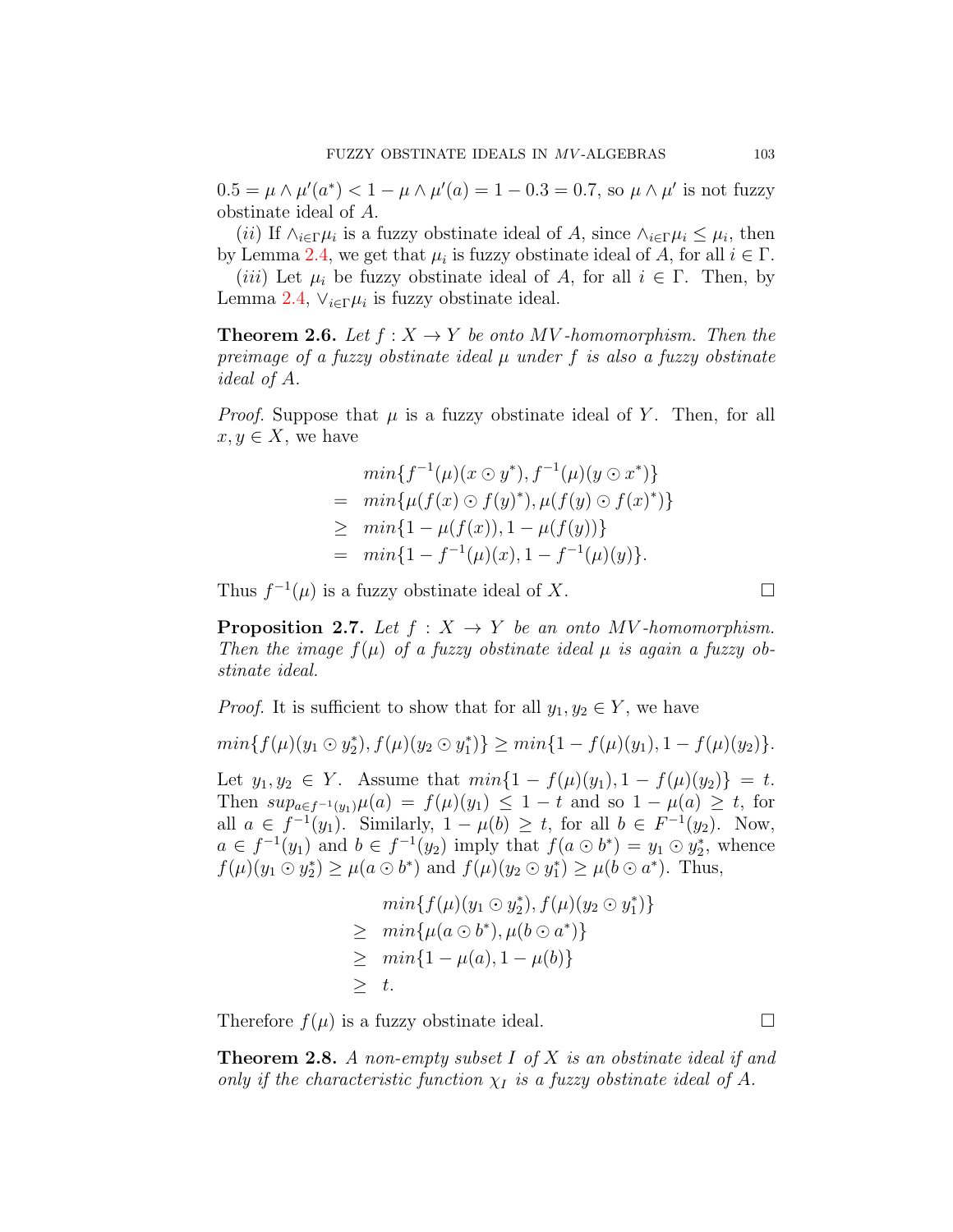$0.5 = \mu \wedge \mu'(a^*) < 1 - \mu \wedge \mu'(a) = 1 - 0.3 = 0.7$, so $\mu \wedge \mu'$ is not fuzzy obstinate ideal of $A$.

$(ii)$ If $\wedge_{i\in\Gamma}\mu_i$ is a fuzzy obstinate ideal of $A$, since $\wedge_{i\in\Gamma}\mu_i \leq \mu_i$, then by Lemma 2.4, we get that $\mu_i$ is fuzzy obstinate ideal of $A$, for all $i \in \Gamma$.

$(iii)$ Let $\mu_i$ be fuzzy obstinate ideal of $A$, for all $i \in \Gamma$. Then, by Lemma 2.4, $\vee_{i\in\Gamma}\mu_i$ is fuzzy obstinate ideal.

**Theorem 2.6.** *Let $f : X \to Y$ be onto $MV$-homomorphism. Then the preimage of a fuzzy obstinate ideal $\mu$ under $f$ is also a fuzzy obstinate ideal of $A$.*

*Proof.* Suppose that $\mu$ is a fuzzy obstinate ideal of $Y$. Then, for all $x, y \in X$, we have

$$\begin{aligned}
& min\{f^{-1}(\mu)(x \odot y^*), f^{-1}(\mu)(y \odot x^*)\} \\
= \;& min\{\mu(f(x) \odot f(y)^*), \mu(f(y) \odot f(x)^*)\} \\
\geq \;& min\{1 - \mu(f(x)), 1 - \mu(f(y))\} \\
= \;& min\{1 - f^{-1}(\mu)(x), 1 - f^{-1}(\mu)(y)\}.
\end{aligned}$$

Thus $f^{-1}(\mu)$ is a fuzzy obstinate ideal of $X$. □

**Proposition 2.7.** *Let $f : X \to Y$ be an onto $MV$-homomorphism. Then the image $f(\mu)$ of a fuzzy obstinate ideal $\mu$ is again a fuzzy obstinate ideal.*

*Proof.* It is sufficient to show that for all $y_1, y_2 \in Y$, we have

$$min\{f(\mu)(y_1 \odot y_2^*), f(\mu)(y_2 \odot y_1^*)\} \geq min\{1 - f(\mu)(y_1), 1 - f(\mu)(y_2)\}.$$

Let $y_1, y_2 \in Y$. Assume that $min\{1 - f(\mu)(y_1), 1 - f(\mu)(y_2)\} = t$. Then $sup_{a\in f^{-1}(y_1)}\mu(a) = f(\mu)(y_1) \leq 1 - t$ and so $1 - \mu(a) \geq t$, for all $a \in f^{-1}(y_1)$. Similarly, $1 - \mu(b) \geq t$, for all $b \in F^{-1}(y_2)$. Now, $a \in f^{-1}(y_1)$ and $b \in f^{-1}(y_2)$ imply that $f(a \odot b^*) = y_1 \odot y_2^*$, whence $f(\mu)(y_1 \odot y_2^*) \geq \mu(a \odot b^*)$ and $f(\mu)(y_2 \odot y_1^*) \geq \mu(b \odot a^*)$. Thus,

$$\begin{aligned}
& min\{f(\mu)(y_1 \odot y_2^*), f(\mu)(y_2 \odot y_1^*)\} \\
\geq \;& min\{\mu(a \odot b^*), \mu(b \odot a^*)\} \\
\geq \;& min\{1 - \mu(a), 1 - \mu(b)\} \\
\geq \;& t.
\end{aligned}$$

Therefore $f(\mu)$ is a fuzzy obstinate ideal. □

**Theorem 2.8.** *A non-empty subset $I$ of $X$ is an obstinate ideal if and only if the characteristic function $\chi_I$ is a fuzzy obstinate ideal of $A$.*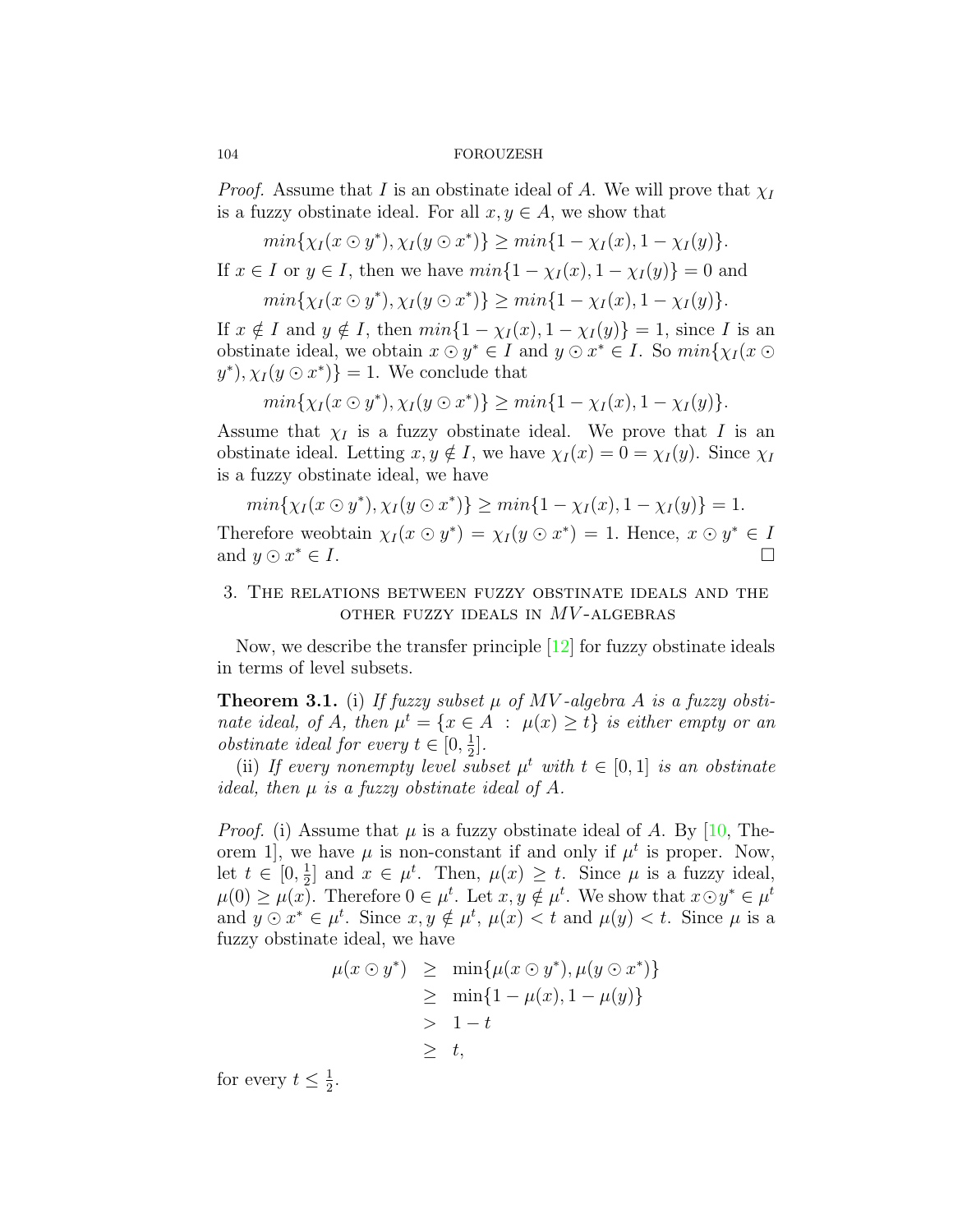*Proof.* Assume that $I$ is an obstinate ideal of $A$. We will prove that $\chi_I$ is a fuzzy obstinate ideal. For all $x, y \in A$, we show that

$$min\{\chi_I(x \odot y^*), \chi_I(y \odot x^*)\} \geq min\{1 - \chi_I(x), 1 - \chi_I(y)\}.$$

If $x \in I$ or $y \in I$, then we have $min\{1 - \chi_I(x), 1 - \chi_I(y)\} = 0$ and

$$min\{\chi_I(x \odot y^*), \chi_I(y \odot x^*)\} \geq min\{1 - \chi_I(x), 1 - \chi_I(y)\}.$$

If $x \notin I$ and $y \notin I$, then $min\{1 - \chi_I(x), 1 - \chi_I(y)\} = 1$, since $I$ is an obstinate ideal, we obtain $x \odot y^* \in I$ and $y \odot x^* \in I$. So $min\{\chi_I(x \odot y^*), \chi_I(y \odot x^*)\} = 1$. We conclude that

$$min\{\chi_I(x \odot y^*), \chi_I(y \odot x^*)\} \geq min\{1 - \chi_I(x), 1 - \chi_I(y)\}.$$

Assume that $\chi_I$ is a fuzzy obstinate ideal. We prove that $I$ is an obstinate ideal. Letting $x, y \notin I$, we have $\chi_I(x) = 0 = \chi_I(y)$. Since $\chi_I$ is a fuzzy obstinate ideal, we have

$$min\{\chi_I(x \odot y^*), \chi_I(y \odot x^*)\} \geq min\{1 - \chi_I(x), 1 - \chi_I(y)\} = 1.$$

Therefore weobtain $\chi_I(x \odot y^*) = \chi_I(y \odot x^*) = 1$. Hence, $x \odot y^* \in I$ and $y \odot x^* \in I$. □

## 3. The relations between fuzzy obstinate ideals and the other fuzzy ideals in $MV$-algebras

Now, we describe the transfer principle [12] for fuzzy obstinate ideals in terms of level subsets.

**Theorem 3.1.** (i) *If fuzzy subset $\mu$ of $MV$-algebra $A$ is a fuzzy obstinate ideal, of $A$, then $\mu^t = \{x \in A \ : \ \mu(x) \geq t\}$ is either empty or an obstinate ideal for every $t \in [0, \frac{1}{2}]$.*

(ii) *If every nonempty level subset $\mu^t$ with $t \in [0, 1]$ is an obstinate ideal, then $\mu$ is a fuzzy obstinate ideal of $A$.*

*Proof.* (i) Assume that $\mu$ is a fuzzy obstinate ideal of $A$. By [10, Theorem 1], we have $\mu$ is non-constant if and only if $\mu^t$ is proper. Now, let $t \in [0, \frac{1}{2}]$ and $x \in \mu^t$. Then, $\mu(x) \geq t$. Since $\mu$ is a fuzzy ideal, $\mu(0) \geq \mu(x)$. Therefore $0 \in \mu^t$. Let $x, y \notin \mu^t$. We show that $x \odot y^* \in \mu^t$ and $y \odot x^* \in \mu^t$. Since $x, y \notin \mu^t$, $\mu(x) < t$ and $\mu(y) < t$. Since $\mu$ is a fuzzy obstinate ideal, we have

$$\begin{aligned}
\mu(x \odot y^*) &\geq \min\{\mu(x \odot y^*), \mu(y \odot x^*)\} \\
&\geq \min\{1 - \mu(x), 1 - \mu(y)\} \\
&> 1 - t \\
&\geq t,
\end{aligned}$$

for every $t \leq \frac{1}{2}$.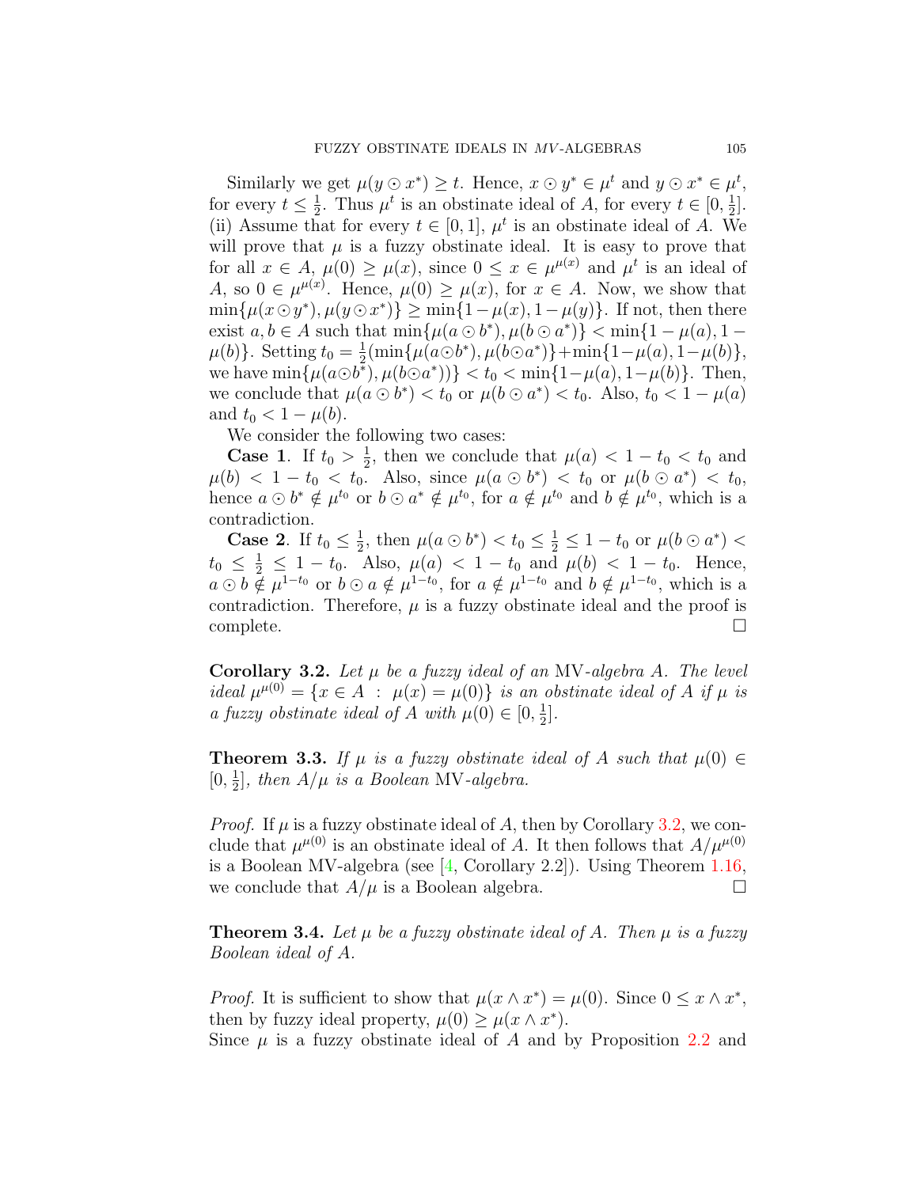Similarly we get $\mu(y \odot x^*) \geq t$. Hence, $x \odot y^* \in \mu^t$ and $y \odot x^* \in \mu^t$, for every $t \leq \frac{1}{2}$. Thus $\mu^t$ is an obstinate ideal of $A$, for every $t \in [0, \frac{1}{2}]$.
(ii) Assume that for every $t \in [0, 1]$, $\mu^t$ is an obstinate ideal of $A$. We will prove that $\mu$ is a fuzzy obstinate ideal. It is easy to prove that for all $x \in A$, $\mu(0) \geq \mu(x)$, since $0 \leq x \in \mu^{\mu(x)}$ and $\mu^t$ is an ideal of $A$, so $0 \in \mu^{\mu(x)}$. Hence, $\mu(0) \geq \mu(x)$, for $x \in A$. Now, we show that $\min\{\mu(x \odot y^*), \mu(y \odot x^*)\} \geq \min\{1 - \mu(x), 1 - \mu(y)\}$. If not, then there exist $a, b \in A$ such that $\min\{\mu(a \odot b^*), \mu(b \odot a^*)\} < \min\{1 - \mu(a), 1 - \mu(b)\}$. Setting $t_0 = \frac{1}{2}(\min\{\mu(a \odot b^*), \mu(b \odot a^*)\} + \min\{1 - \mu(a), 1 - \mu(b)\}$, we have $\min\{\mu(a \odot b^*), \mu(b \odot a^*))\} < t_0 < \min\{1 - \mu(a), 1 - \mu(b)\}$. Then, we conclude that $\mu(a \odot b^*) < t_0$ or $\mu(b \odot a^*) < t_0$. Also, $t_0 < 1 - \mu(a)$ and $t_0 < 1 - \mu(b)$.

We consider the following two cases:

**Case 1**. If $t_0 > \frac{1}{2}$, then we conclude that $\mu(a) < 1 - t_0 < t_0$ and $\mu(b) < 1 - t_0 < t_0$. Also, since $\mu(a \odot b^*) < t_0$ or $\mu(b \odot a^*) < t_0$, hence $a \odot b^* \notin \mu^{t_0}$ or $b \odot a^* \notin \mu^{t_0}$, for $a \notin \mu^{t_0}$ and $b \notin \mu^{t_0}$, which is a contradiction.

**Case 2**. If $t_0 \leq \frac{1}{2}$, then $\mu(a \odot b^*) < t_0 \leq \frac{1}{2} \leq 1 - t_0$ or $\mu(b \odot a^*) < t_0 \leq \frac{1}{2} \leq 1 - t_0$. Also, $\mu(a) < 1 - t_0$ and $\mu(b) < 1 - t_0$. Hence, $a \odot b \notin \mu^{1-t_0}$ or $b \odot a \notin \mu^{1-t_0}$, for $a \notin \mu^{1-t_0}$ and $b \notin \mu^{1-t_0}$, which is a contradiction. Therefore, $\mu$ is a fuzzy obstinate ideal and the proof is complete. □

**Corollary 3.2.** *Let $\mu$ be a fuzzy ideal of an* MV*-algebra $A$. The level ideal $\mu^{\mu(0)} = \{x \in A : \mu(x) = \mu(0)\}$ is an obstinate ideal of $A$ if $\mu$ is a fuzzy obstinate ideal of $A$ with $\mu(0) \in [0, \frac{1}{2}]$.*

**Theorem 3.3.** *If $\mu$ is a fuzzy obstinate ideal of $A$ such that $\mu(0) \in [0, \frac{1}{2}]$, then $A/\mu$ is a Boolean* MV*-algebra.*

*Proof.* If $\mu$ is a fuzzy obstinate ideal of $A$, then by Corollary 3.2, we conclude that $\mu^{\mu(0)}$ is an obstinate ideal of $A$. It then follows that $A/\mu^{\mu(0)}$ is a Boolean MV-algebra (see [4, Corollary 2.2]). Using Theorem 1.16, we conclude that $A/\mu$ is a Boolean algebra. □

**Theorem 3.4.** *Let $\mu$ be a fuzzy obstinate ideal of $A$. Then $\mu$ is a fuzzy Boolean ideal of $A$.*

*Proof.* It is sufficient to show that $\mu(x \wedge x^*) = \mu(0)$. Since $0 \leq x \wedge x^*$, then by fuzzy ideal property, $\mu(0) \geq \mu(x \wedge x^*)$.
Since $\mu$ is a fuzzy obstinate ideal of $A$ and by Proposition 2.2 and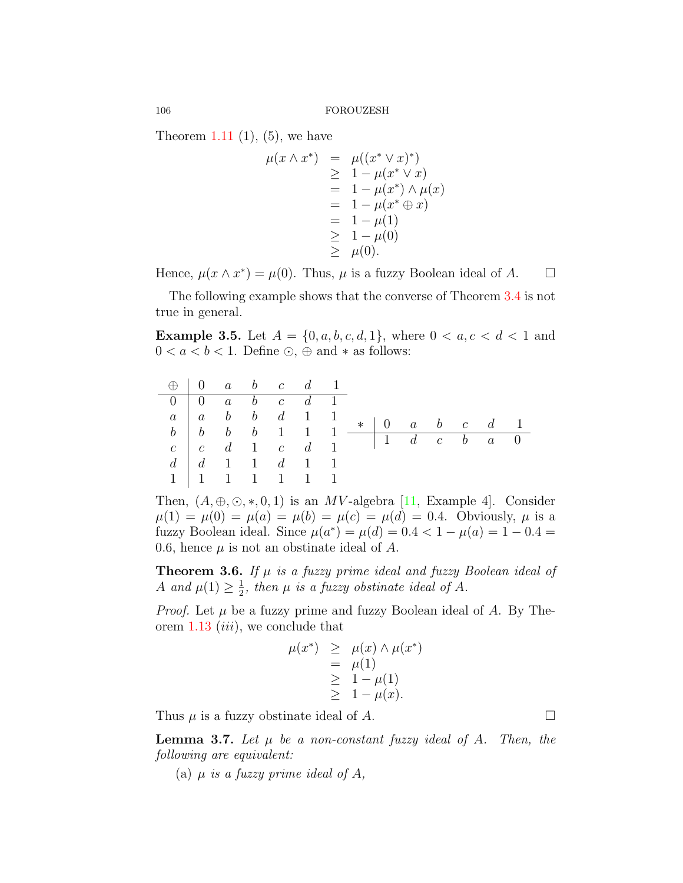Theorem 1.11 (1), (5), we have

$$
\begin{aligned}
\mu(x \wedge x^*) &= \mu((x^* \vee x)^*) \\
&\geq 1 - \mu(x^* \vee x) \\
&= 1 - \mu(x^*) \wedge \mu(x) \\
&= 1 - \mu(x^* \oplus x) \\
&= 1 - \mu(1) \\
&\geq 1 - \mu(0) \\
&\geq \mu(0).
\end{aligned}
$$

Hence, $\mu(x \wedge x^*) = \mu(0)$. Thus, $\mu$ is a fuzzy Boolean ideal of $A$. $\square$

The following example shows that the converse of Theorem 3.4 is not true in general.

**Example 3.5.** Let $A = \{0, a, b, c, d, 1\}$, where $0 < a, c < d < 1$ and $0 < a < b < 1$. Define $\odot$, $\oplus$ and $*$ as follows:

| $\oplus$ | $0$ | $a$ | $b$ | $c$ | $d$ | $1$ |
|---|---|---|---|---|---|---|
| $0$ | $0$ | $a$ | $b$ | $c$ | $d$ | $1$ |
| $a$ | $a$ | $b$ | $b$ | $d$ | $1$ | $1$ |
| $b$ | $b$ | $b$ | $b$ | $1$ | $1$ | $1$ |
| $c$ | $c$ | $d$ | $1$ | $c$ | $d$ | $1$ |
| $d$ | $d$ | $1$ | $1$ | $d$ | $1$ | $1$ |
| $1$ | $1$ | $1$ | $1$ | $1$ | $1$ | $1$ |

| $*$ | $0$ | $a$ | $b$ | $c$ | $d$ | $1$ |
|---|---|---|---|---|---|---|
| | $1$ | $d$ | $c$ | $b$ | $a$ | $0$ |

Then, $(A, \oplus, \odot, *, 0, 1)$ is an $MV$-algebra [11, Example 4]. Consider $\mu(1) = \mu(0) = \mu(a) = \mu(b) = \mu(c) = \mu(d) = 0.4$. Obviously, $\mu$ is a fuzzy Boolean ideal. Since $\mu(a^*) = \mu(d) = 0.4 < 1 - \mu(a) = 1 - 0.4 = 0.6$, hence $\mu$ is not an obstinate ideal of $A$.

**Theorem 3.6.** *If $\mu$ is a fuzzy prime ideal and fuzzy Boolean ideal of $A$ and $\mu(1) \geq \frac{1}{2}$, then $\mu$ is a fuzzy obstinate ideal of $A$.*

*Proof.* Let $\mu$ be a fuzzy prime and fuzzy Boolean ideal of $A$. By Theorem 1.13 $(iii)$, we conclude that

$$
\begin{aligned}
\mu(x^*) &\geq \mu(x) \wedge \mu(x^*) \\
&= \mu(1) \\
&\geq 1 - \mu(1) \\
&\geq 1 - \mu(x).
\end{aligned}
$$

Thus $\mu$ is a fuzzy obstinate ideal of $A$. $\square$

**Lemma 3.7.** *Let $\mu$ be a non-constant fuzzy ideal of $A$. Then, the following are equivalent:*

(a) *$\mu$ is a fuzzy prime ideal of $A$,*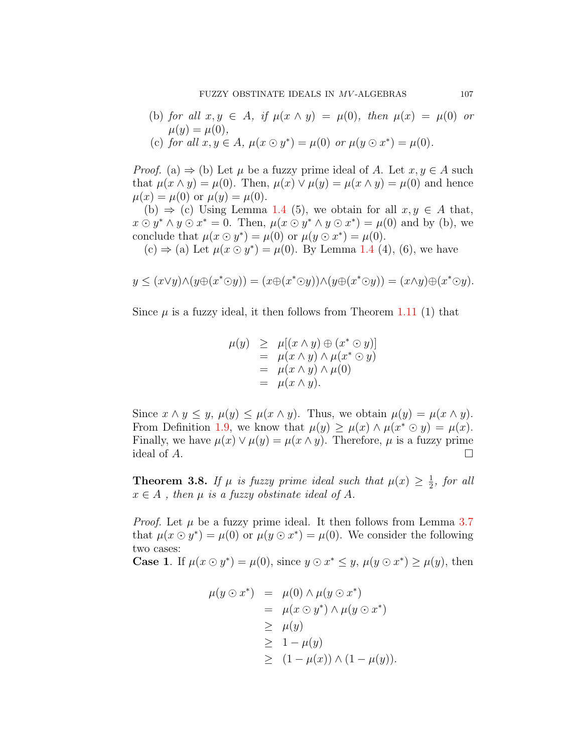(b) *for all* $x, y \in A$*, if* $\mu(x \wedge y) = \mu(0)$*, then* $\mu(x) = \mu(0)$ *or* $\mu(y) = \mu(0)$*,*

(c) *for all* $x, y \in A$*,* $\mu(x \odot y^*) = \mu(0)$ *or* $\mu(y \odot x^*) = \mu(0)$*.*

*Proof.* (a) $\Rightarrow$ (b) Let $\mu$ be a fuzzy prime ideal of $A$. Let $x, y \in A$ such that $\mu(x \wedge y) = \mu(0)$. Then, $\mu(x) \vee \mu(y) = \mu(x \wedge y) = \mu(0)$ and hence $\mu(x) = \mu(0)$ or $\mu(y) = \mu(0)$.

(b) $\Rightarrow$ (c) Using Lemma 1.4 (5), we obtain for all $x, y \in A$ that, $x \odot y^* \wedge y \odot x^* = 0$. Then, $\mu(x \odot y^* \wedge y \odot x^*) = \mu(0)$ and by (b), we conclude that $\mu(x \odot y^*) = \mu(0)$ or $\mu(y \odot x^*) = \mu(0)$.

(c) $\Rightarrow$ (a) Let $\mu(x \odot y^*) = \mu(0)$. By Lemma 1.4 (4), (6), we have

$$y \leq (x \vee y) \wedge (y \oplus (x^* \odot y)) = (x \oplus (x^* \odot y)) \wedge (y \oplus (x^* \odot y)) = (x \wedge y) \oplus (x^* \odot y).$$

Since $\mu$ is a fuzzy ideal, it then follows from Theorem 1.11 (1) that

$$\begin{aligned}
\mu(y) &\geq \mu[(x \wedge y) \oplus (x^* \odot y)] \\
&= \mu(x \wedge y) \wedge \mu(x^* \odot y) \\
&= \mu(x \wedge y) \wedge \mu(0) \\
&= \mu(x \wedge y).
\end{aligned}$$

Since $x \wedge y \leq y$, $\mu(y) \leq \mu(x \wedge y)$. Thus, we obtain $\mu(y) = \mu(x \wedge y)$. From Definition 1.9, we know that $\mu(y) \geq \mu(x) \wedge \mu(x^* \odot y) = \mu(x)$. Finally, we have $\mu(x) \vee \mu(y) = \mu(x \wedge y)$. Therefore, $\mu$ is a fuzzy prime ideal of $A$. $\square$

**Theorem 3.8.** *If* $\mu$ *is fuzzy prime ideal such that* $\mu(x) \geq \frac{1}{2}$*, for all* $x \in A$ *, then* $\mu$ *is a fuzzy obstinate ideal of* $A$*.*

*Proof.* Let $\mu$ be a fuzzy prime ideal. It then follows from Lemma 3.7 that $\mu(x \odot y^*) = \mu(0)$ or $\mu(y \odot x^*) = \mu(0)$. We consider the following two cases:

**Case 1**. If $\mu(x \odot y^*) = \mu(0)$, since $y \odot x^* \leq y$, $\mu(y \odot x^*) \geq \mu(y)$, then

$$\begin{aligned}
\mu(y \odot x^*) &= \mu(0) \wedge \mu(y \odot x^*) \\
&= \mu(x \odot y^*) \wedge \mu(y \odot x^*) \\
&\geq \mu(y) \\
&\geq 1 - \mu(y) \\
&\geq (1 - \mu(x)) \wedge (1 - \mu(y)).
\end{aligned}$$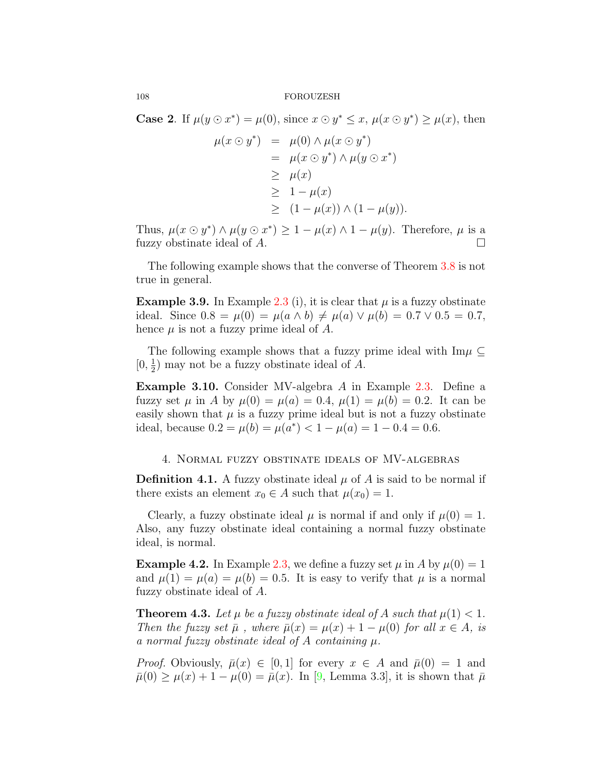**Case 2**. If $\mu(y \odot x^*) = \mu(0)$, since $x \odot y^* \leq x$, $\mu(x \odot y^*) \geq \mu(x)$, then

$$
\begin{aligned}
\mu(x \odot y^*) &= \mu(0) \wedge \mu(x \odot y^*) \\
&= \mu(x \odot y^*) \wedge \mu(y \odot x^*) \\
&\geq \mu(x) \\
&\geq 1 - \mu(x) \\
&\geq (1 - \mu(x)) \wedge (1 - \mu(y)).
\end{aligned}
$$

Thus, $\mu(x \odot y^*) \wedge \mu(y \odot x^*) \geq 1 - \mu(x) \wedge 1 - \mu(y)$. Therefore, $\mu$ is a fuzzy obstinate ideal of $A$. $\square$

The following example shows that the converse of Theorem 3.8 is not true in general.

**Example 3.9.** In Example 2.3 (i), it is clear that $\mu$ is a fuzzy obstinate ideal. Since $0.8 = \mu(0) = \mu(a \wedge b) \neq \mu(a) \vee \mu(b) = 0.7 \vee 0.5 = 0.7$, hence $\mu$ is not a fuzzy prime ideal of $A$.

The following example shows that a fuzzy prime ideal with $\text{Im}\mu \subseteq [0, \frac{1}{2})$ may not be a fuzzy obstinate ideal of $A$.

**Example 3.10.** Consider MV-algebra $A$ in Example 2.3. Define a fuzzy set $\mu$ in $A$ by $\mu(0) = \mu(a) = 0.4$, $\mu(1) = \mu(b) = 0.2$. It can be easily shown that $\mu$ is a fuzzy prime ideal but is not a fuzzy obstinate ideal, because $0.2 = \mu(b) = \mu(a^*) < 1 - \mu(a) = 1 - 0.4 = 0.6$.

## 4. Normal fuzzy obstinate ideals of MV-algebras

**Definition 4.1.** A fuzzy obstinate ideal $\mu$ of $A$ is said to be normal if there exists an element $x_0 \in A$ such that $\mu(x_0) = 1$.

Clearly, a fuzzy obstinate ideal $\mu$ is normal if and only if $\mu(0) = 1$. Also, any fuzzy obstinate ideal containing a normal fuzzy obstinate ideal, is normal.

**Example 4.2.** In Example 2.3, we define a fuzzy set $\mu$ in $A$ by $\mu(0) = 1$ and $\mu(1) = \mu(a) = \mu(b) = 0.5$. It is easy to verify that $\mu$ is a normal fuzzy obstinate ideal of $A$.

**Theorem 4.3.** *Let $\mu$ be a fuzzy obstinate ideal of $A$ such that $\mu(1) < 1$. Then the fuzzy set $\bar{\mu}$ , where $\bar{\mu}(x) = \mu(x) + 1 - \mu(0)$ for all $x \in A$, is a normal fuzzy obstinate ideal of $A$ containing $\mu$.*

*Proof.* Obviously, $\bar{\mu}(x) \in [0, 1]$ for every $x \in A$ and $\bar{\mu}(0) = 1$ and $\bar{\mu}(0) \geq \mu(x) + 1 - \mu(0) = \bar{\mu}(x)$. In [9, Lemma 3.3], it is shown that $\bar{\mu}$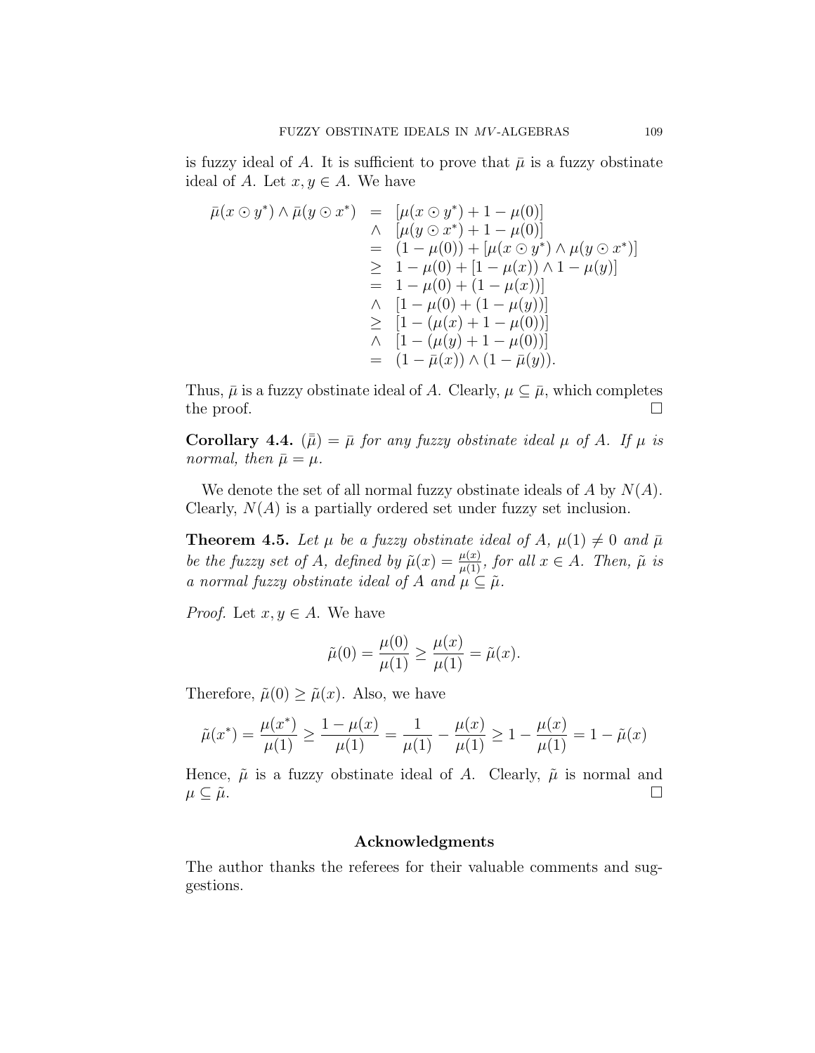is fuzzy ideal of $A$. It is sufficient to prove that $\bar{\mu}$ is a fuzzy obstinate ideal of $A$. Let $x, y \in A$. We have

$$
\begin{array}{rcl}
\bar{\mu}(x \odot y^*) \wedge \bar{\mu}(y \odot x^*) & = & [\mu(x \odot y^*) + 1 - \mu(0)] \\
& \wedge & [\mu(y \odot x^*) + 1 - \mu(0)] \\
& = & (1 - \mu(0)) + [\mu(x \odot y^*) \wedge \mu(y \odot x^*)] \\
& \geq & 1 - \mu(0) + [1 - \mu(x)) \wedge 1 - \mu(y)] \\
& = & 1 - \mu(0) + (1 - \mu(x))] \\
& \wedge & [1 - \mu(0) + (1 - \mu(y))] \\
& \geq & [1 - (\mu(x) + 1 - \mu(0))] \\
& \wedge & [1 - (\mu(y) + 1 - \mu(0))] \\
& = & (1 - \bar{\mu}(x)) \wedge (1 - \bar{\mu}(y)).
\end{array}
$$

Thus, $\bar{\mu}$ is a fuzzy obstinate ideal of $A$. Clearly, $\mu \subseteq \bar{\mu}$, which completes the proof. $\square$

**Corollary 4.4.** *$(\bar{\bar{\mu}}) = \bar{\mu}$ for any fuzzy obstinate ideal $\mu$ of $A$. If $\mu$ is normal, then $\bar{\mu} = \mu$.*

We denote the set of all normal fuzzy obstinate ideals of $A$ by $N(A)$. Clearly, $N(A)$ is a partially ordered set under fuzzy set inclusion.

**Theorem 4.5.** *Let $\mu$ be a fuzzy obstinate ideal of $A$, $\mu(1) \neq 0$ and $\bar{\mu}$ be the fuzzy set of $A$, defined by $\tilde{\mu}(x) = \frac{\mu(x)}{\mu(1)}$, for all $x \in A$. Then, $\tilde{\mu}$ is a normal fuzzy obstinate ideal of $A$ and $\mu \subseteq \tilde{\mu}$.*

*Proof.* Let $x, y \in A$. We have

$$\tilde{\mu}(0) = \frac{\mu(0)}{\mu(1)} \geq \frac{\mu(x)}{\mu(1)} = \tilde{\mu}(x).$$

Therefore, $\tilde{\mu}(0) \geq \tilde{\mu}(x)$. Also, we have

$$\tilde{\mu}(x^*) = \frac{\mu(x^*)}{\mu(1)} \geq \frac{1 - \mu(x)}{\mu(1)} = \frac{1}{\mu(1)} - \frac{\mu(x)}{\mu(1)} \geq 1 - \frac{\mu(x)}{\mu(1)} = 1 - \tilde{\mu}(x)$$

Hence, $\tilde{\mu}$ is a fuzzy obstinate ideal of $A$. Clearly, $\tilde{\mu}$ is normal and $\mu \subseteq \tilde{\mu}$. $\square$

## Acknowledgments

The author thanks the referees for their valuable comments and suggestions.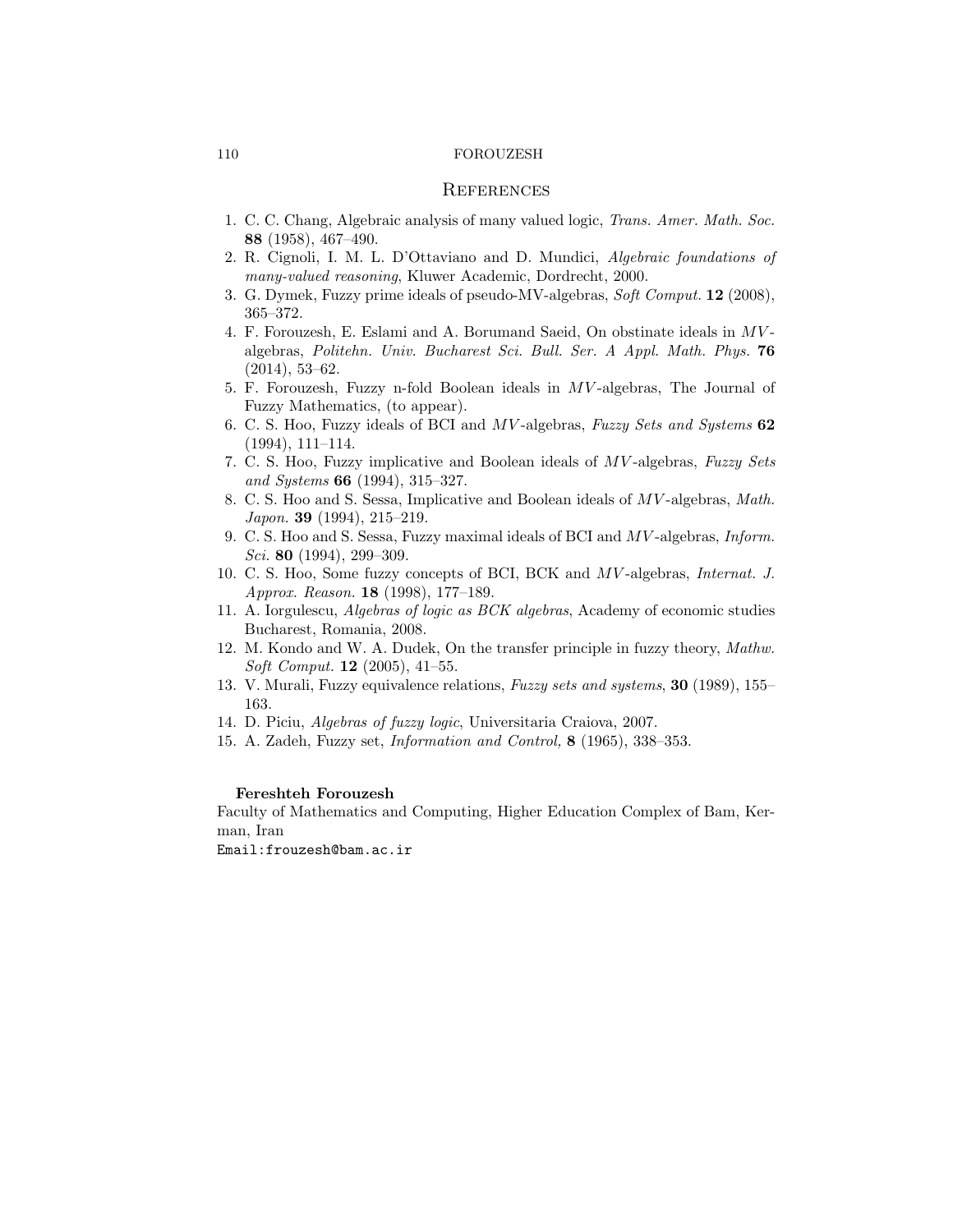## References

1. C. C. Chang, Algebraic analysis of many valued logic, *Trans. Amer. Math. Soc.* **88** (1958), 467–490.
2. R. Cignoli, I. M. L. D'Ottaviano and D. Mundici, *Algebraic foundations of many-valued reasoning*, Kluwer Academic, Dordrecht, 2000.
3. G. Dymek, Fuzzy prime ideals of pseudo-MV-algebras, *Soft Comput.* **12** (2008), 365–372.
4. F. Forouzesh, E. Eslami and A. Borumand Saeid, On obstinate ideals in $MV$-algebras, *Politehn. Univ. Bucharest Sci. Bull. Ser. A Appl. Math. Phys.* **76** (2014), 53–62.
5. F. Forouzesh, Fuzzy n-fold Boolean ideals in $MV$-algebras, The Journal of Fuzzy Mathematics, (to appear).
6. C. S. Hoo, Fuzzy ideals of BCI and $MV$-algebras, *Fuzzy Sets and Systems* **62** (1994), 111–114.
7. C. S. Hoo, Fuzzy implicative and Boolean ideals of $MV$-algebras, *Fuzzy Sets and Systems* **66** (1994), 315–327.
8. C. S. Hoo and S. Sessa, Implicative and Boolean ideals of $MV$-algebras, *Math. Japon.* **39** (1994), 215–219.
9. C. S. Hoo and S. Sessa, Fuzzy maximal ideals of BCI and $MV$-algebras, *Inform. Sci.* **80** (1994), 299–309.
10. C. S. Hoo, Some fuzzy concepts of BCI, BCK and $MV$-algebras, *Internat. J. Approx. Reason.* **18** (1998), 177–189.
11. A. Iorgulescu, *Algebras of logic as BCK algebras*, Academy of economic studies Bucharest, Romania, 2008.
12. M. Kondo and W. A. Dudek, On the transfer principle in fuzzy theory, *Mathw. Soft Comput.* **12** (2005), 41–55.
13. V. Murali, Fuzzy equivalence relations, *Fuzzy sets and systems*, **30** (1989), 155–163.
14. D. Piciu, *Algebras of fuzzy logic*, Universitaria Craiova, 2007.
15. A. Zadeh, Fuzzy set, *Information and Control,* **8** (1965), 338–353.

**Fereshteh Forouzesh**

Faculty of Mathematics and Computing, Higher Education Complex of Bam, Kerman, Iran

Email:frouzesh@bam.ac.ir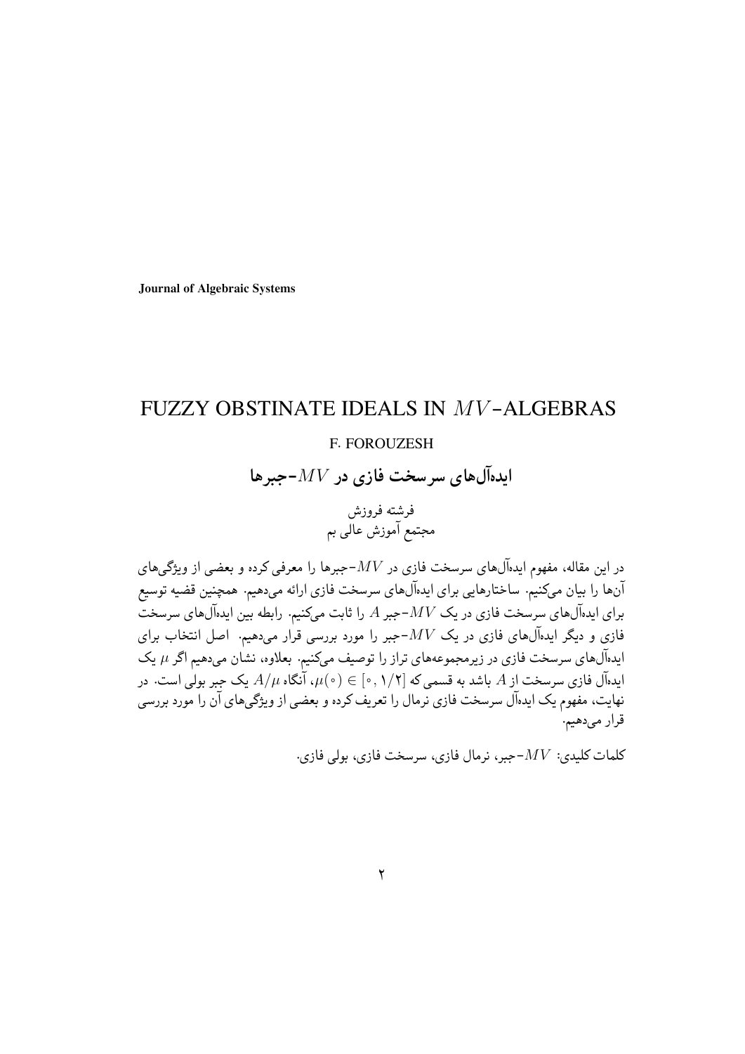Journal of Algebraic Systems

# FUZZY OBSTINATE IDEALS IN $MV$-ALGEBRAS

F. FOROUZESH

## ایده‌آل‌های سرسخت فازی در $MV$-جبرها

فرشته فروزش
مجتمع آموزش عالی بم

در این مقاله، مفهوم ایده‌آل‌های سرسخت فازی در $MV$-جبرها را معرفی کرده و بعضی از ویژگی‌های آن‌ها را بیان می‌کنیم. ساختارهایی برای ایده‌آل‌های سرسخت فازی ارائه می‌دهیم. همچنین قضیه توسیع برای ایده‌آل‌های سرسخت فازی در یک $MV$-جبر $A$ را ثابت می‌کنیم. رابطه بین ایده‌آل‌های سرسخت فازی و دیگر ایده‌آل‌های فازی در یک $MV$-جبر را مورد بررسی قرار می‌دهیم. اصل انتخاب برای ایده‌آل‌های سرسخت فازی در زیرمجموعه‌های تراز را توصیف می‌کنیم. بعلاوه، نشان می‌دهیم اگر $\mu$ یک ایده‌آل فازی سرسخت از $A$ باشد به قسمی که $\mu(0) \in [0, 1/2]$، آنگاه $A/\mu$ یک جبر بولی است. در نهایت، مفهوم یک ایده‌آل سرسخت فازی نرمال را تعریف کرده و بعضی از ویژگی‌های آن را مورد بررسی قرار می‌دهیم.

کلمات کلیدی: $MV$-جبر، نرمال فازی، سرسخت فازی، بولی فازی.